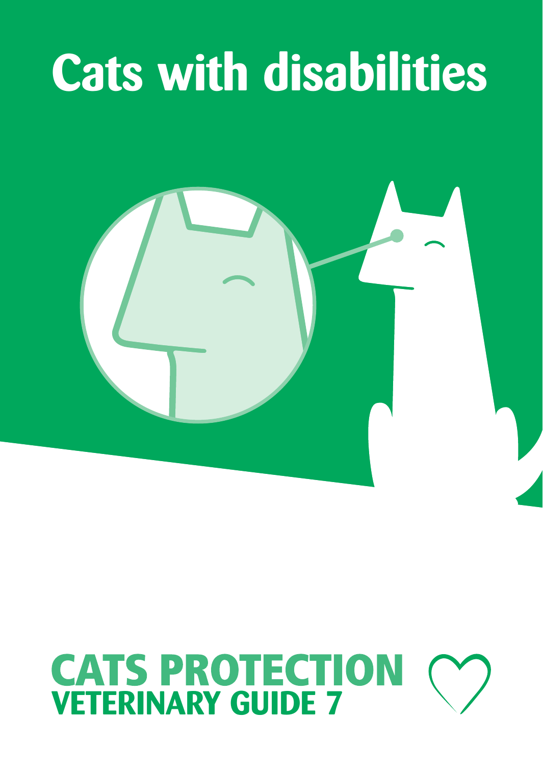# Cats with disabilities

**CATS PROTECTION**

**VETERINARY GUIDE 7**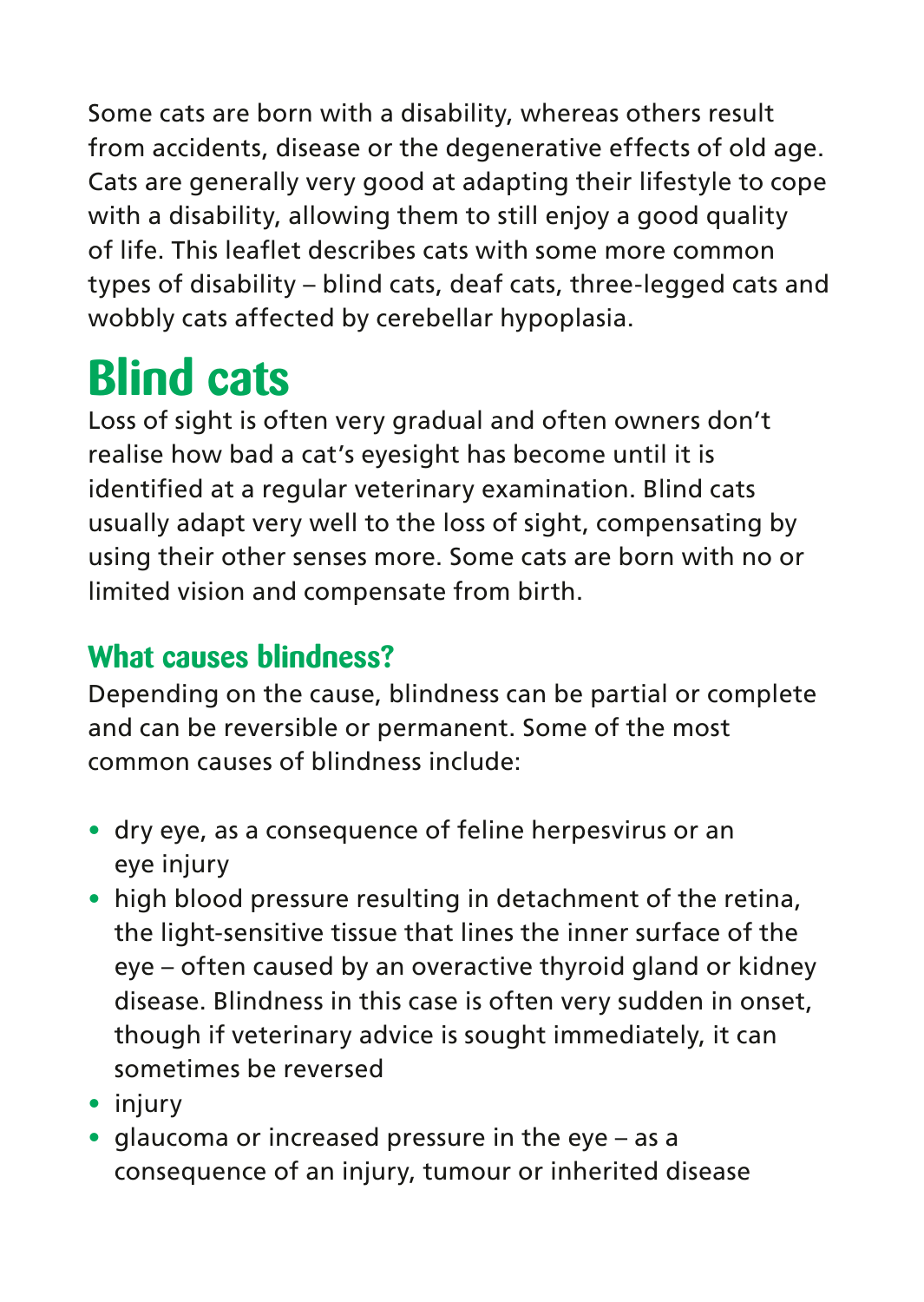Some cats are born with a disability, whereas others result from accidents, disease or the degenerative effects of old age. Cats are generally very good at adapting their lifestyle to cope with a disability, allowing them to still enjoy a good quality of life. This leaflet describes cats with some more common types of disability – blind cats, deaf cats, three-legged cats and wobbly cats affected by cerebellar hypoplasia.

# Blind cats

Loss of sight is often very gradual and often owners don't realise how bad a cat's eyesight has become until it is identified at a regular veterinary examination. Blind cats usually adapt very well to the loss of sight, compensating by using their other senses more. Some cats are born with no or limited vision and compensate from birth.

## What causes blindness?

Depending on the cause, blindness can be partial or complete and can be reversible or permanent. Some of the most common causes of blindness include:

- dry eye, as a consequence of feline herpesvirus or an eye injury
- high blood pressure resulting in detachment of the retina, the light-sensitive tissue that lines the inner surface of the eye – often caused by an overactive thyroid gland or kidney disease. Blindness in this case is often very sudden in onset, though if veterinary advice is sought immediately, it can sometimes be reversed
- injury
- glaucoma or increased pressure in the eye – as a consequence of an injury, tumour or inherited disease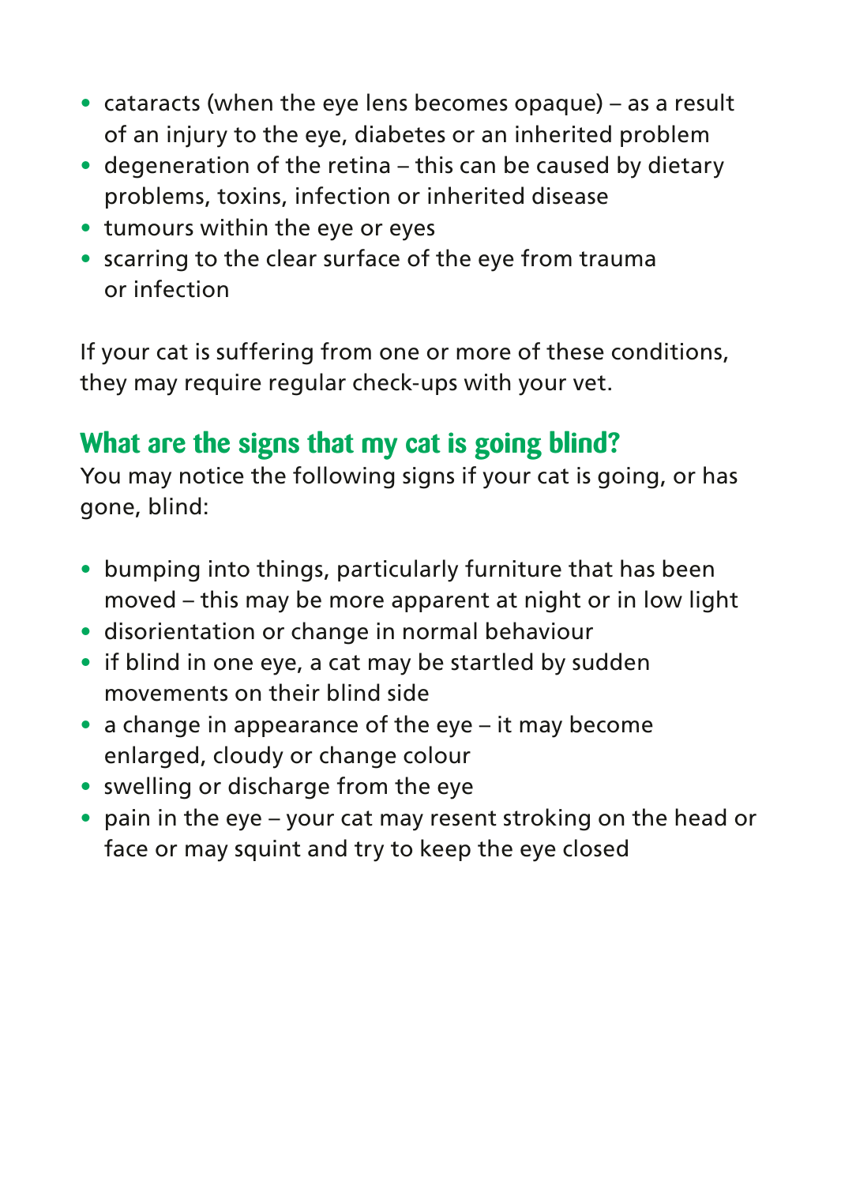- cataracts (when the eye lens becomes opaque) – as a result of an injury to the eye, diabetes or an inherited problem
- degeneration of the retina – this can be caused by dietary problems, toxins, infection or inherited disease
- tumours within the eye or eyes
- scarring to the clear surface of the eye from trauma or infection

If your cat is suffering from one or more of these conditions, they may require regular check-ups with your vet.

## What are the signs that my cat is going blind?

You may notice the following signs if your cat is going, or has gone, blind:

- bumping into things, particularly furniture that has been moved – this may be more apparent at night or in low light
- disorientation or change in normal behaviour
- if blind in one eye, a cat may be startled by sudden movements on their blind side
- a change in appearance of the eye – it may become enlarged, cloudy or change colour
- swelling or discharge from the eye
- pain in the eye – your cat may resent stroking on the head or face or may squint and try to keep the eye closed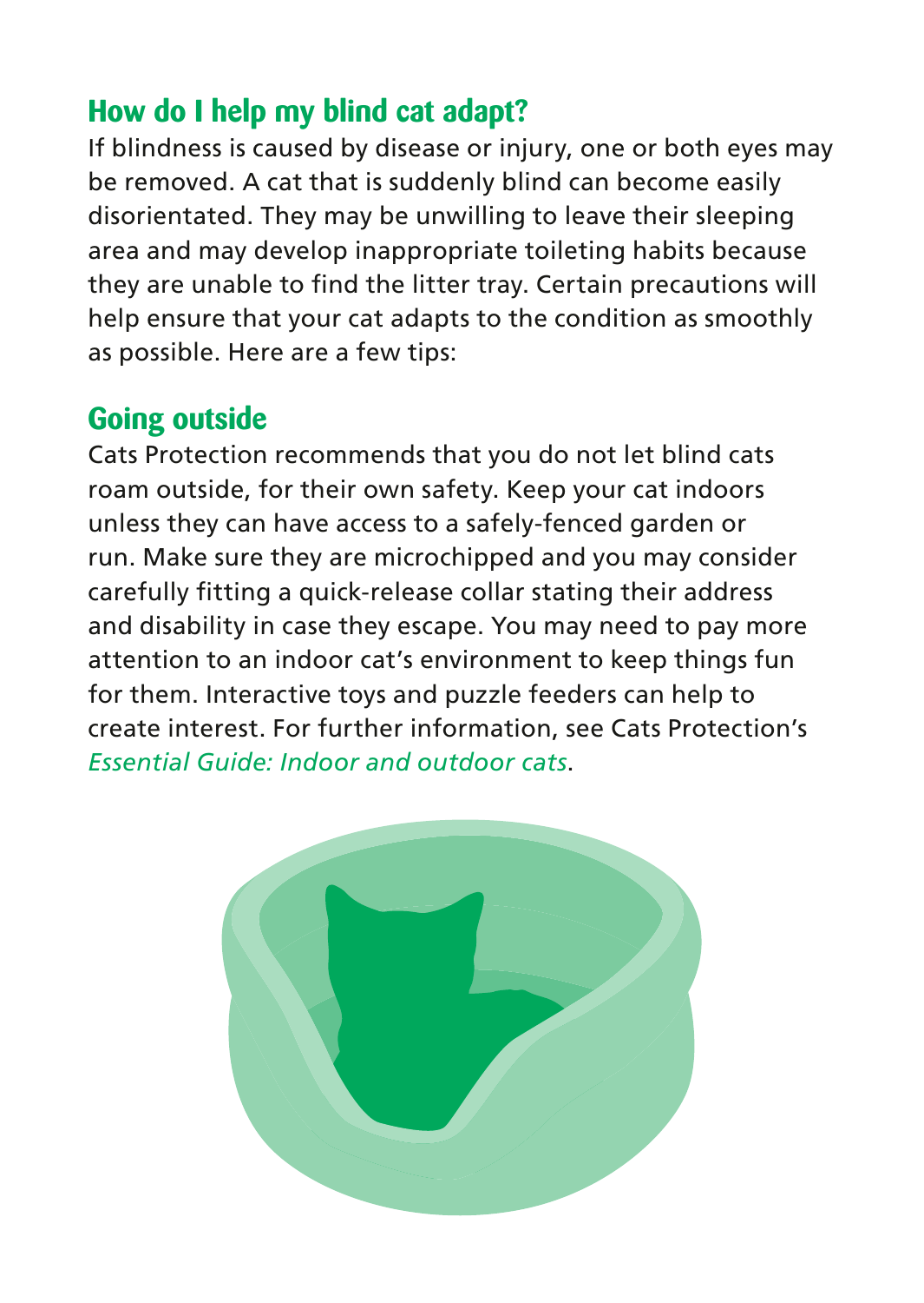## How do I help my blind cat adapt?

If blindness is caused by disease or injury, one or both eyes may be removed. A cat that is suddenly blind can become easily disorientated. They may be unwilling to leave their sleeping area and may develop inappropriate toileting habits because they are unable to find the litter tray. Certain precautions will help ensure that your cat adapts to the condition as smoothly as possible. Here are a few tips:

## Going outside

Cats Protection recommends that you do not let blind cats roam outside, for their own safety. Keep your cat indoors unless they can have access to a safely-fenced garden or run. Make sure they are microchipped and you may consider carefully fitting a quick-release collar stating their address and disability in case they escape. You may need to pay more attention to an indoor cat's environment to keep things fun for them. Interactive toys and puzzle feeders can help to create interest. For further information, see Cats Protection's *Essential Guide: Indoor and outdoor cats*.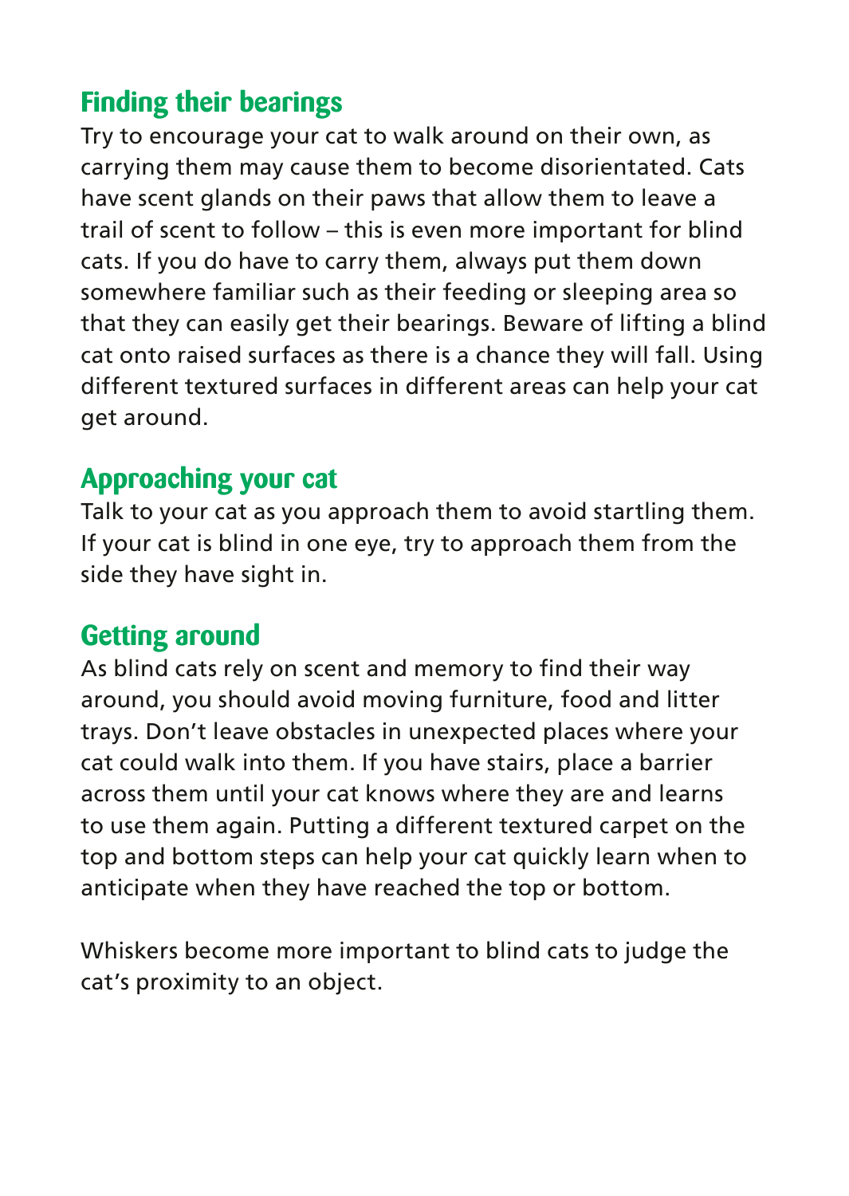## Finding their bearings

Try to encourage your cat to walk around on their own, as carrying them may cause them to become disorientated. Cats have scent glands on their paws that allow them to leave a trail of scent to follow – this is even more important for blind cats. If you do have to carry them, always put them down somewhere familiar such as their feeding or sleeping area so that they can easily get their bearings. Beware of lifting a blind cat onto raised surfaces as there is a chance they will fall. Using different textured surfaces in different areas can help your cat get around.

## Approaching your cat

Talk to your cat as you approach them to avoid startling them. If your cat is blind in one eye, try to approach them from the side they have sight in.

## Getting around

As blind cats rely on scent and memory to find their way around, you should avoid moving furniture, food and litter trays. Don't leave obstacles in unexpected places where your cat could walk into them. If you have stairs, place a barrier across them until your cat knows where they are and learns to use them again. Putting a different textured carpet on the top and bottom steps can help your cat quickly learn when to anticipate when they have reached the top or bottom.

Whiskers become more important to blind cats to judge the cat's proximity to an object.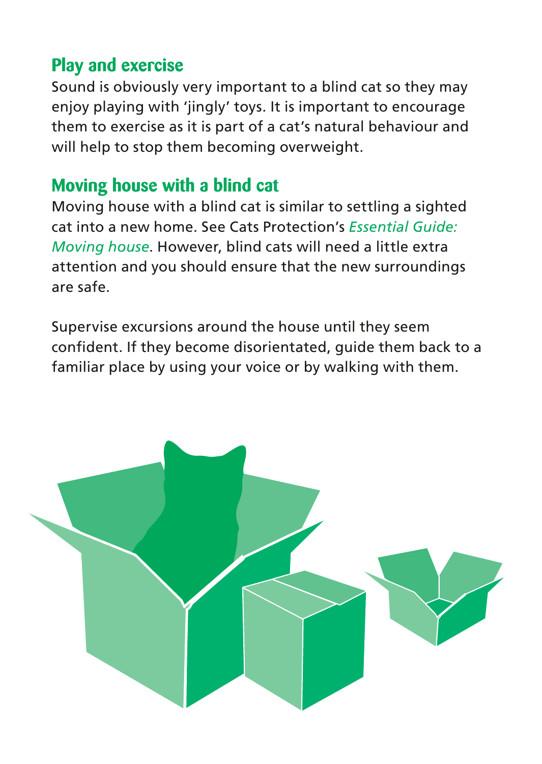## Play and exercise

Sound is obviously very important to a blind cat so they may enjoy playing with 'jingly' toys. It is important to encourage them to exercise as it is part of a cat's natural behaviour and will help to stop them becoming overweight.

## Moving house with a blind cat

Moving house with a blind cat is similar to settling a sighted cat into a new home. See Cats Protection's *Essential Guide: Moving house*. However, blind cats will need a little extra attention and you should ensure that the new surroundings are safe.

Supervise excursions around the house until they seem confident. If they become disorientated, guide them back to a familiar place by using your voice or by walking with them.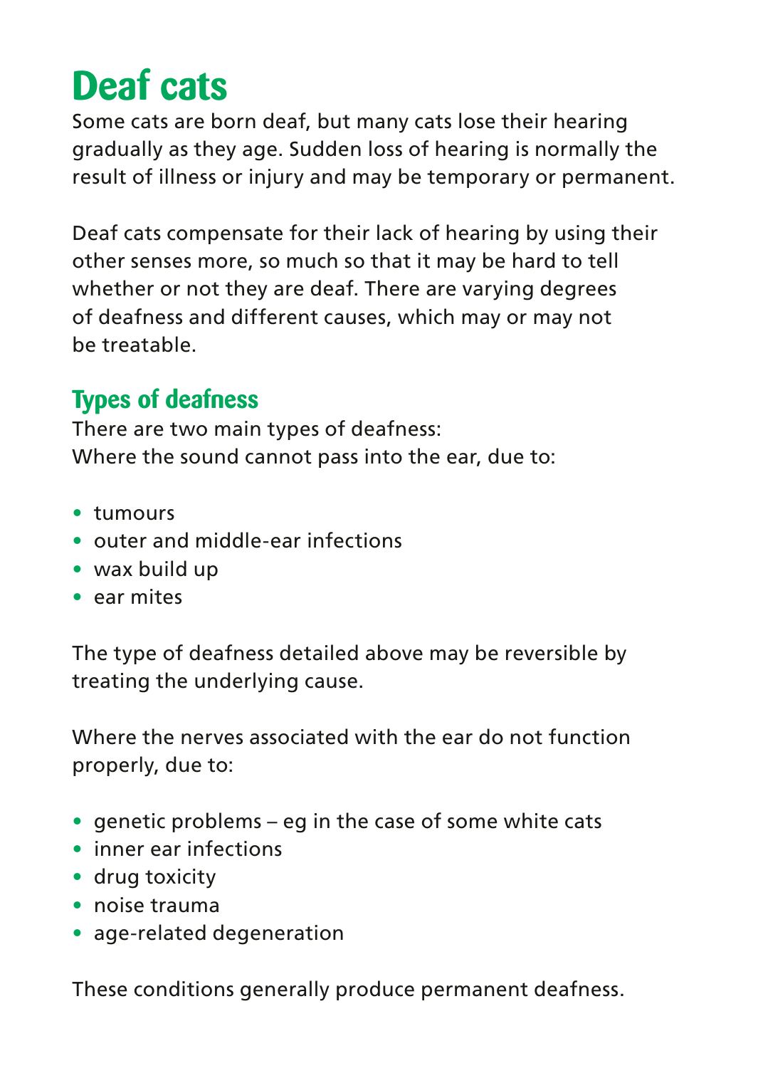# Deaf cats

Some cats are born deaf, but many cats lose their hearing gradually as they age. Sudden loss of hearing is normally the result of illness or injury and may be temporary or permanent.

Deaf cats compensate for their lack of hearing by using their other senses more, so much so that it may be hard to tell whether or not they are deaf. There are varying degrees of deafness and different causes, which may or may not be treatable.

## Types of deafness

There are two main types of deafness:
Where the sound cannot pass into the ear, due to:

- tumours
- outer and middle-ear infections
- wax build up
- ear mites

The type of deafness detailed above may be reversible by treating the underlying cause.

Where the nerves associated with the ear do not function properly, due to:

- genetic problems – eg in the case of some white cats
- inner ear infections
- drug toxicity
- noise trauma
- age-related degeneration

These conditions generally produce permanent deafness.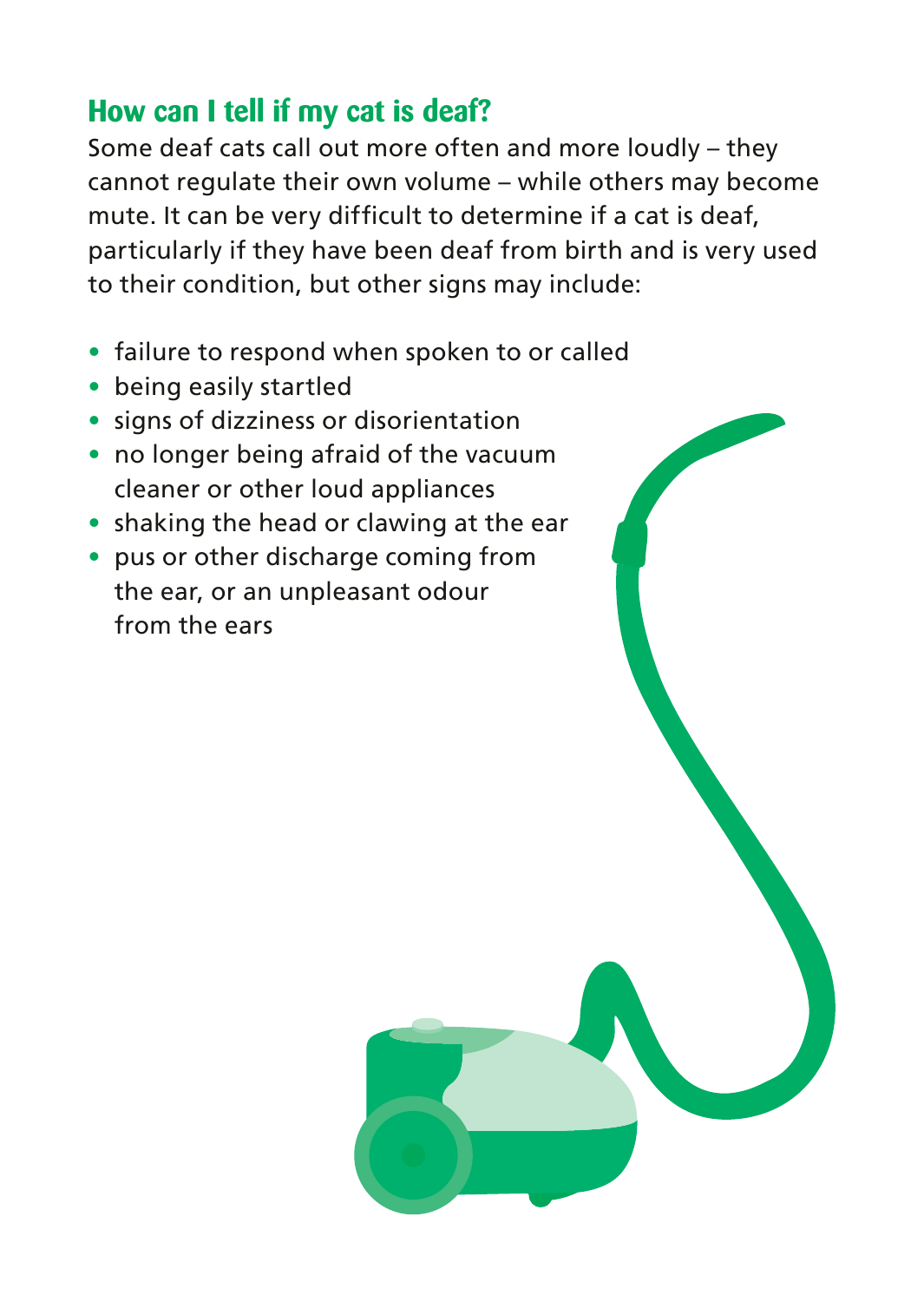## How can I tell if my cat is deaf?

Some deaf cats call out more often and more loudly – they cannot regulate their own volume – while others may become mute. It can be very difficult to determine if a cat is deaf, particularly if they have been deaf from birth and is very used to their condition, but other signs may include:

- failure to respond when spoken to or called
- being easily startled
- signs of dizziness or disorientation
- no longer being afraid of the vacuum cleaner or other loud appliances
- shaking the head or clawing at the ear
- pus or other discharge coming from the ear, or an unpleasant odour from the ears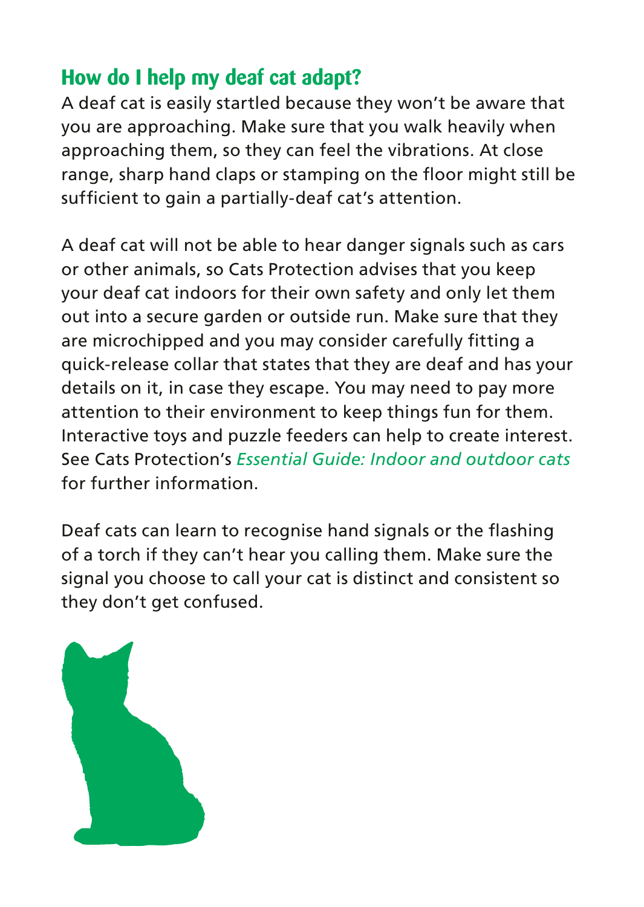## How do I help my deaf cat adapt?

A deaf cat is easily startled because they won't be aware that you are approaching. Make sure that you walk heavily when approaching them, so they can feel the vibrations. At close range, sharp hand claps or stamping on the floor might still be sufficient to gain a partially-deaf cat's attention.

A deaf cat will not be able to hear danger signals such as cars or other animals, so Cats Protection advises that you keep your deaf cat indoors for their own safety and only let them out into a secure garden or outside run. Make sure that they are microchipped and you may consider carefully fitting a quick-release collar that states that they are deaf and has your details on it, in case they escape. You may need to pay more attention to their environment to keep things fun for them. Interactive toys and puzzle feeders can help to create interest. See Cats Protection's *Essential Guide: Indoor and outdoor cats* for further information.

Deaf cats can learn to recognise hand signals or the flashing of a torch if they can't hear you calling them. Make sure the signal you choose to call your cat is distinct and consistent so they don't get confused.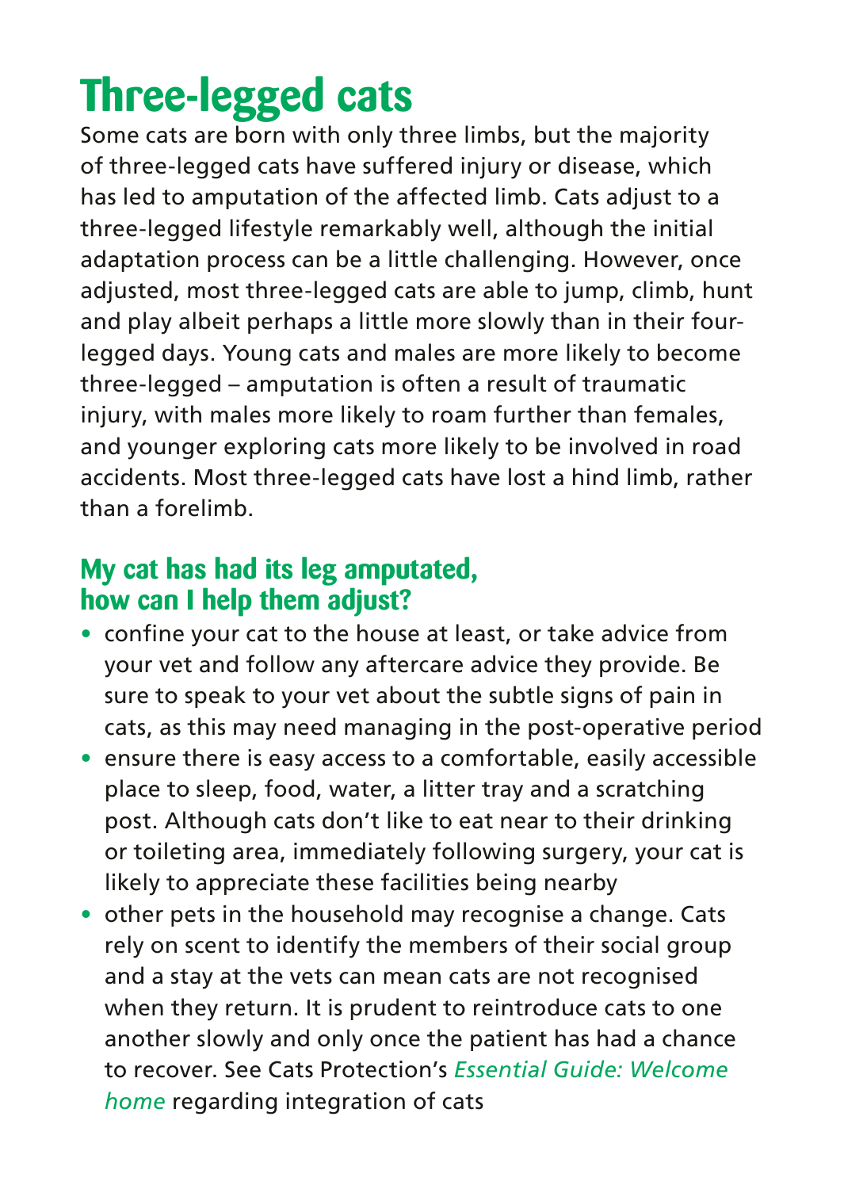# Three-legged cats

Some cats are born with only three limbs, but the majority of three-legged cats have suffered injury or disease, which has led to amputation of the affected limb. Cats adjust to a three-legged lifestyle remarkably well, although the initial adaptation process can be a little challenging. However, once adjusted, most three-legged cats are able to jump, climb, hunt and play albeit perhaps a little more slowly than in their four-legged days. Young cats and males are more likely to become three-legged – amputation is often a result of traumatic injury, with males more likely to roam further than females, and younger exploring cats more likely to be involved in road accidents. Most three-legged cats have lost a hind limb, rather than a forelimb.

## My cat has had its leg amputated, how can I help them adjust?

- confine your cat to the house at least, or take advice from your vet and follow any aftercare advice they provide. Be sure to speak to your vet about the subtle signs of pain in cats, as this may need managing in the post-operative period
- ensure there is easy access to a comfortable, easily accessible place to sleep, food, water, a litter tray and a scratching post. Although cats don't like to eat near to their drinking or toileting area, immediately following surgery, your cat is likely to appreciate these facilities being nearby
- other pets in the household may recognise a change. Cats rely on scent to identify the members of their social group and a stay at the vets can mean cats are not recognised when they return. It is prudent to reintroduce cats to one another slowly and only once the patient has had a chance to recover. See Cats Protection's *Essential Guide: Welcome home* regarding integration of cats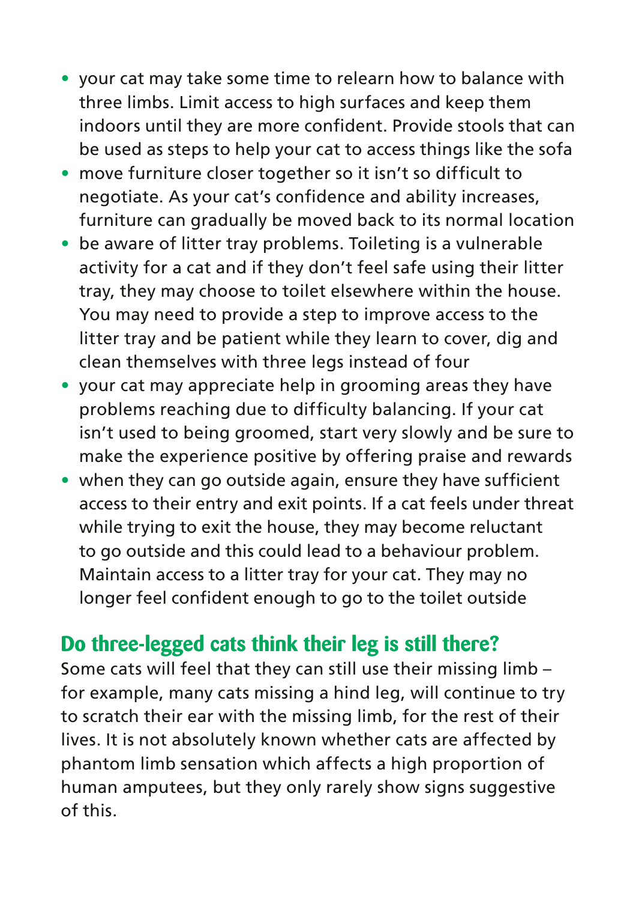- your cat may take some time to relearn how to balance with three limbs. Limit access to high surfaces and keep them indoors until they are more confident. Provide stools that can be used as steps to help your cat to access things like the sofa
- move furniture closer together so it isn't so difficult to negotiate. As your cat's confidence and ability increases, furniture can gradually be moved back to its normal location
- be aware of litter tray problems. Toileting is a vulnerable activity for a cat and if they don't feel safe using their litter tray, they may choose to toilet elsewhere within the house. You may need to provide a step to improve access to the litter tray and be patient while they learn to cover, dig and clean themselves with three legs instead of four
- your cat may appreciate help in grooming areas they have problems reaching due to difficulty balancing. If your cat isn't used to being groomed, start very slowly and be sure to make the experience positive by offering praise and rewards
- when they can go outside again, ensure they have sufficient access to their entry and exit points. If a cat feels under threat while trying to exit the house, they may become reluctant to go outside and this could lead to a behaviour problem. Maintain access to a litter tray for your cat. They may no longer feel confident enough to go to the toilet outside

## Do three-legged cats think their leg is still there?

Some cats will feel that they can still use their missing limb – for example, many cats missing a hind leg, will continue to try to scratch their ear with the missing limb, for the rest of their lives. It is not absolutely known whether cats are affected by phantom limb sensation which affects a high proportion of human amputees, but they only rarely show signs suggestive of this.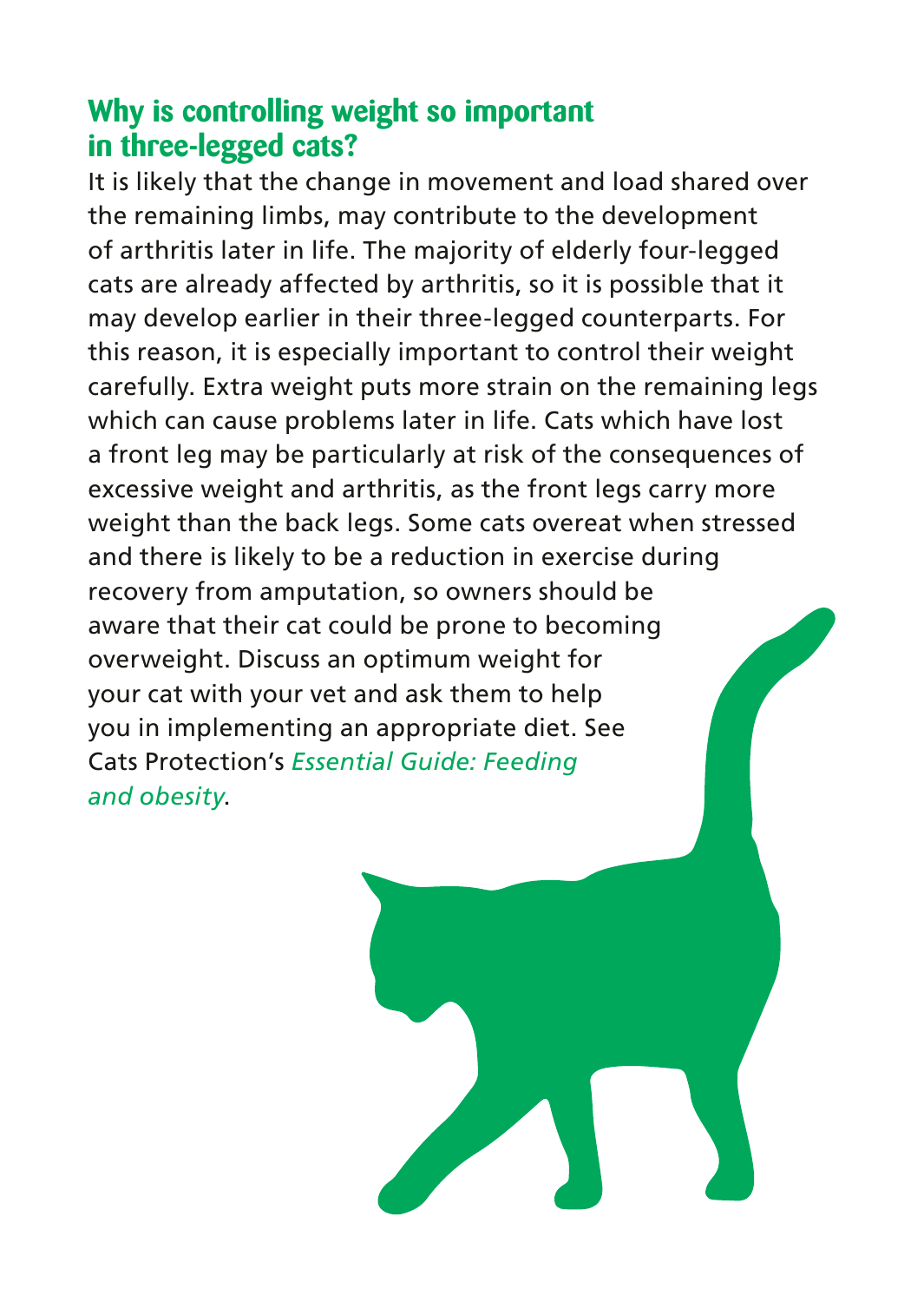## Why is controlling weight so important in three-legged cats?

It is likely that the change in movement and load shared over the remaining limbs, may contribute to the development of arthritis later in life. The majority of elderly four-legged cats are already affected by arthritis, so it is possible that it may develop earlier in their three-legged counterparts. For this reason, it is especially important to control their weight carefully. Extra weight puts more strain on the remaining legs which can cause problems later in life. Cats which have lost a front leg may be particularly at risk of the consequences of excessive weight and arthritis, as the front legs carry more weight than the back legs. Some cats overeat when stressed and there is likely to be a reduction in exercise during recovery from amputation, so owners should be aware that their cat could be prone to becoming overweight. Discuss an optimum weight for your cat with your vet and ask them to help you in implementing an appropriate diet. See Cats Protection's *Essential Guide: Feeding and obesity*.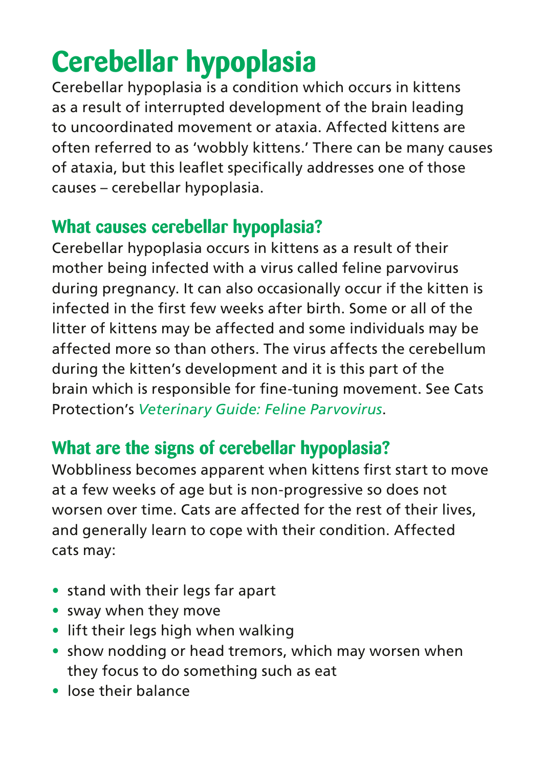# Cerebellar hypoplasia

Cerebellar hypoplasia is a condition which occurs in kittens as a result of interrupted development of the brain leading to uncoordinated movement or ataxia. Affected kittens are often referred to as 'wobbly kittens.' There can be many causes of ataxia, but this leaflet specifically addresses one of those causes – cerebellar hypoplasia.

## What causes cerebellar hypoplasia?

Cerebellar hypoplasia occurs in kittens as a result of their mother being infected with a virus called feline parvovirus during pregnancy. It can also occasionally occur if the kitten is infected in the first few weeks after birth. Some or all of the litter of kittens may be affected and some individuals may be affected more so than others. The virus affects the cerebellum during the kitten's development and it is this part of the brain which is responsible for fine-tuning movement. See Cats Protection's *Veterinary Guide: Feline Parvovirus*.

## What are the signs of cerebellar hypoplasia?

Wobbliness becomes apparent when kittens first start to move at a few weeks of age but is non-progressive so does not worsen over time. Cats are affected for the rest of their lives, and generally learn to cope with their condition. Affected cats may:

- stand with their legs far apart
- sway when they move
- lift their legs high when walking
- show nodding or head tremors, which may worsen when they focus to do something such as eat
- lose their balance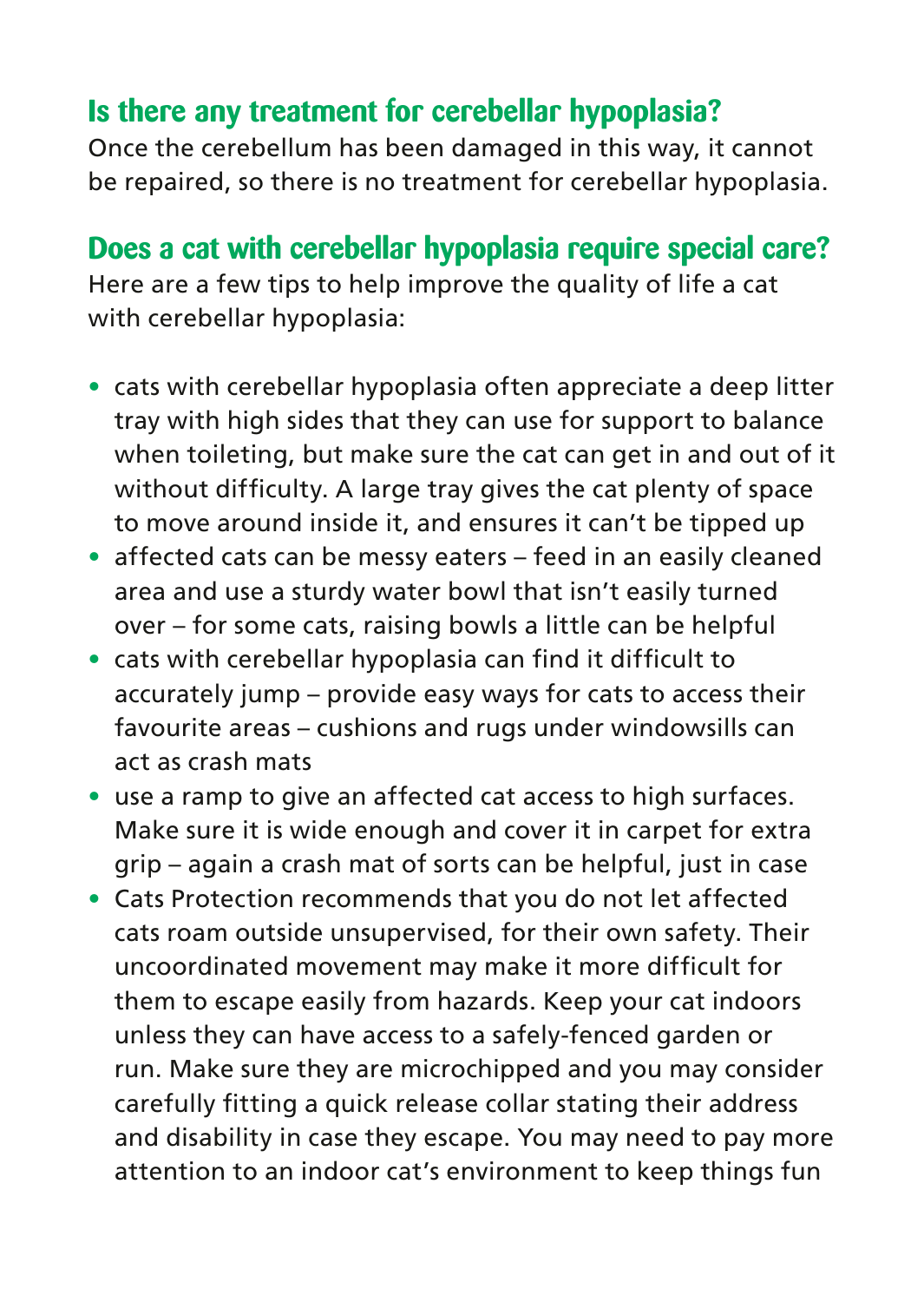## Is there any treatment for cerebellar hypoplasia?

Once the cerebellum has been damaged in this way, it cannot be repaired, so there is no treatment for cerebellar hypoplasia.

## Does a cat with cerebellar hypoplasia require special care?

Here are a few tips to help improve the quality of life a cat with cerebellar hypoplasia:

- cats with cerebellar hypoplasia often appreciate a deep litter tray with high sides that they can use for support to balance when toileting, but make sure the cat can get in and out of it without difficulty. A large tray gives the cat plenty of space to move around inside it, and ensures it can't be tipped up
- affected cats can be messy eaters – feed in an easily cleaned area and use a sturdy water bowl that isn't easily turned over – for some cats, raising bowls a little can be helpful
- cats with cerebellar hypoplasia can find it difficult to accurately jump – provide easy ways for cats to access their favourite areas – cushions and rugs under windowsills can act as crash mats
- use a ramp to give an affected cat access to high surfaces. Make sure it is wide enough and cover it in carpet for extra grip – again a crash mat of sorts can be helpful, just in case
- Cats Protection recommends that you do not let affected cats roam outside unsupervised, for their own safety. Their uncoordinated movement may make it more difficult for them to escape easily from hazards. Keep your cat indoors unless they can have access to a safely-fenced garden or run. Make sure they are microchipped and you may consider carefully fitting a quick release collar stating their address and disability in case they escape. You may need to pay more attention to an indoor cat's environment to keep things fun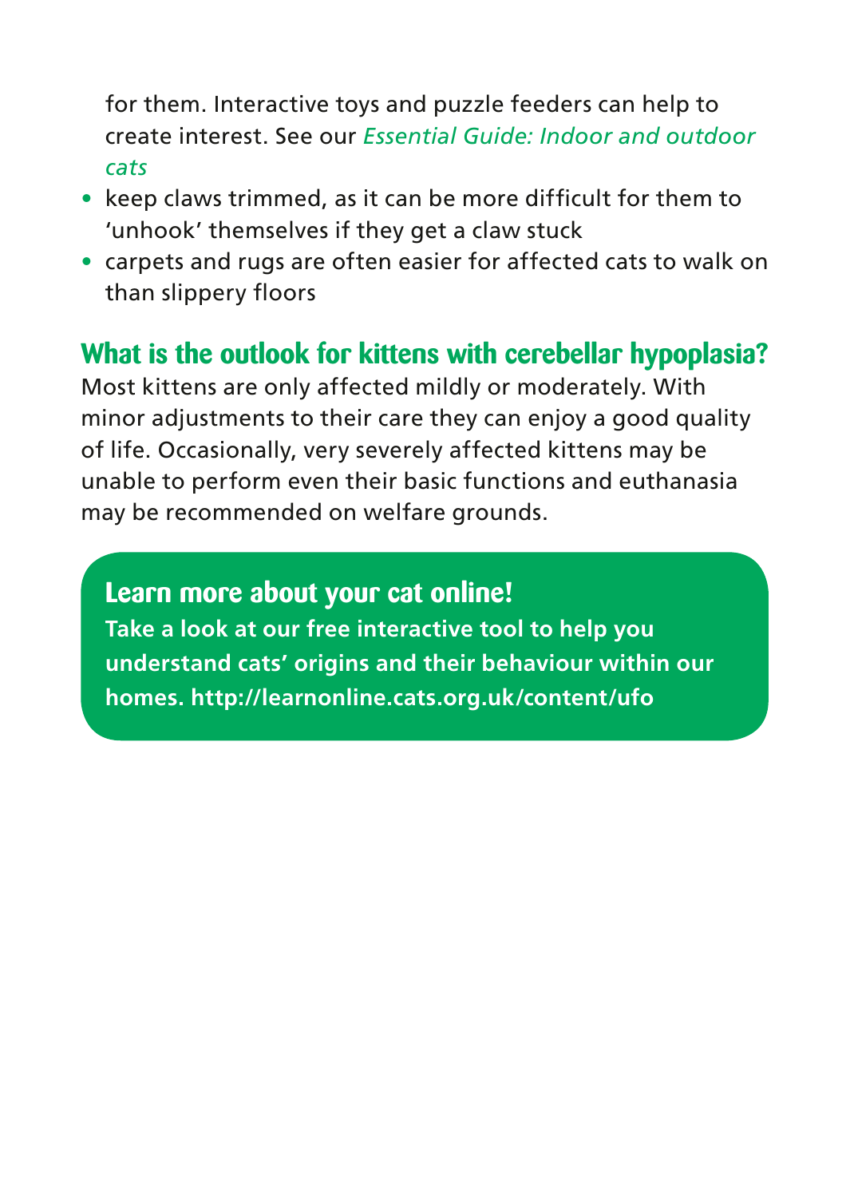for them. Interactive toys and puzzle feeders can help to create interest. See our *Essential Guide: Indoor and outdoor cats*

- keep claws trimmed, as it can be more difficult for them to 'unhook' themselves if they get a claw stuck
- carpets and rugs are often easier for affected cats to walk on than slippery floors

## What is the outlook for kittens with cerebellar hypoplasia?

Most kittens are only affected mildly or moderately. With minor adjustments to their care they can enjoy a good quality of life. Occasionally, very severely affected kittens may be unable to perform even their basic functions and euthanasia may be recommended on welfare grounds.

## Learn more about your cat online!

**Take a look at our free interactive tool to help you understand cats' origins and their behaviour within our homes. http://learnonline.cats.org.uk/content/ufo**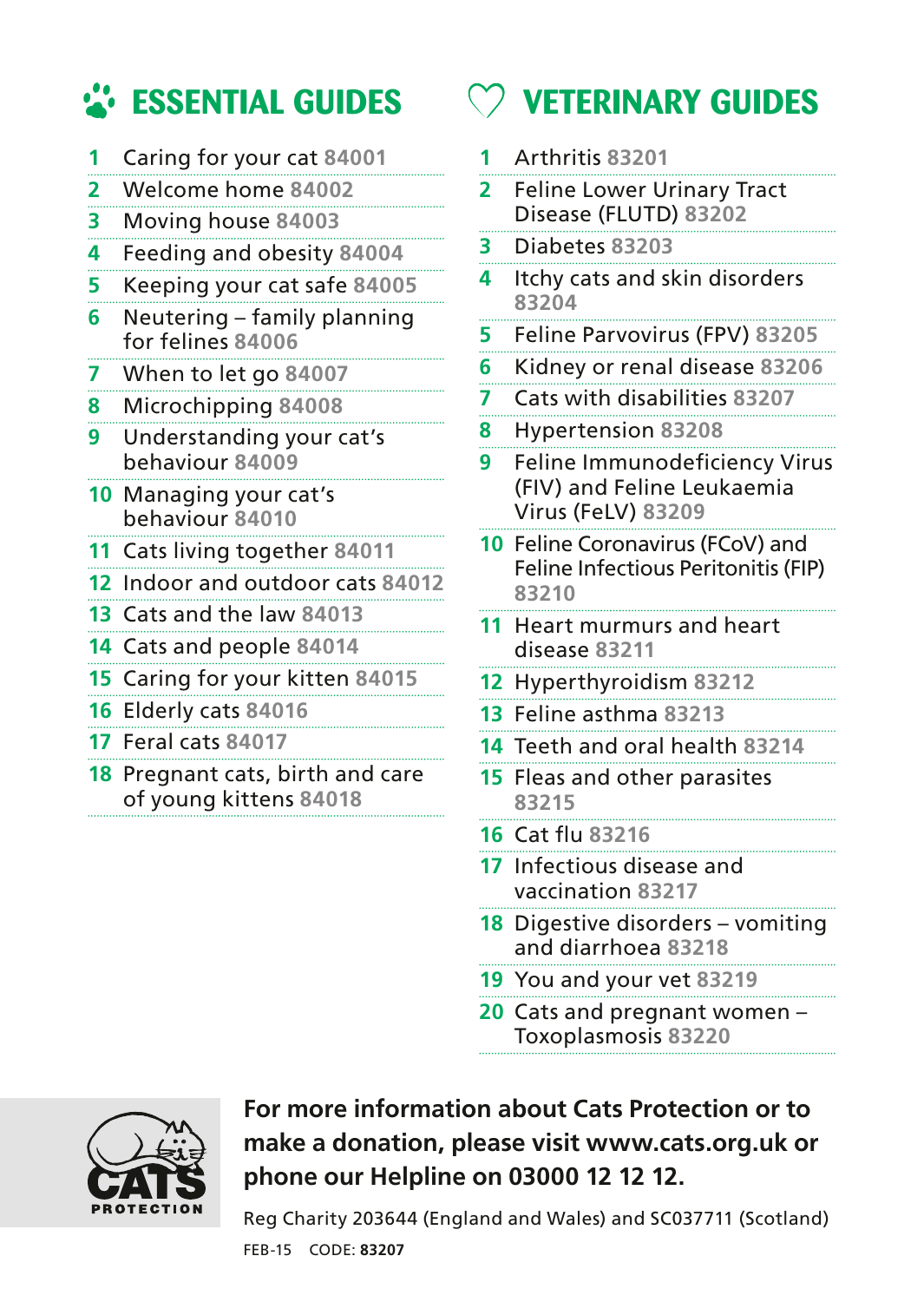## ESSENTIAL GUIDES

1. Caring for your cat 84001
2. Welcome home 84002
3. Moving house 84003
4. Feeding and obesity 84004
5. Keeping your cat safe 84005
6. Neutering – family planning for felines 84006
7. When to let go 84007
8. Microchipping 84008
9. Understanding your cat's behaviour 84009
10. Managing your cat's behaviour 84010
11. Cats living together 84011
12. Indoor and outdoor cats 84012
13. Cats and the law 84013
14. Cats and people 84014
15. Caring for your kitten 84015
16. Elderly cats 84016
17. Feral cats 84017
18. Pregnant cats, birth and care of young kittens 84018

## VETERINARY GUIDES

1. Arthritis 83201
2. Feline Lower Urinary Tract Disease (FLUTD) 83202
3. Diabetes 83203
4. Itchy cats and skin disorders 83204
5. Feline Parvovirus (FPV) 83205
6. Kidney or renal disease 83206
7. Cats with disabilities 83207
8. Hypertension 83208
9. Feline Immunodeficiency Virus (FIV) and Feline Leukaemia Virus (FeLV) 83209
10. Feline Coronavirus (FCoV) and Feline Infectious Peritonitis (FIP) 83210
11. Heart murmurs and heart disease 83211
12. Hyperthyroidism 83212
13. Feline asthma 83213
14. Teeth and oral health 83214
15. Fleas and other parasites 83215
16. Cat flu 83216
17. Infectious disease and vaccination 83217
18. Digestive disorders – vomiting and diarrhoea 83218
19. You and your vet 83219
20. Cats and pregnant women – Toxoplasmosis 83220

CATS PROTECTION

**For more information about Cats Protection or to make a donation, please visit www.cats.org.uk or phone our Helpline on 03000 12 12 12.**

Reg Charity 203644 (England and Wales) and SC037711 (Scotland)

FEB-15 CODE: **83207**